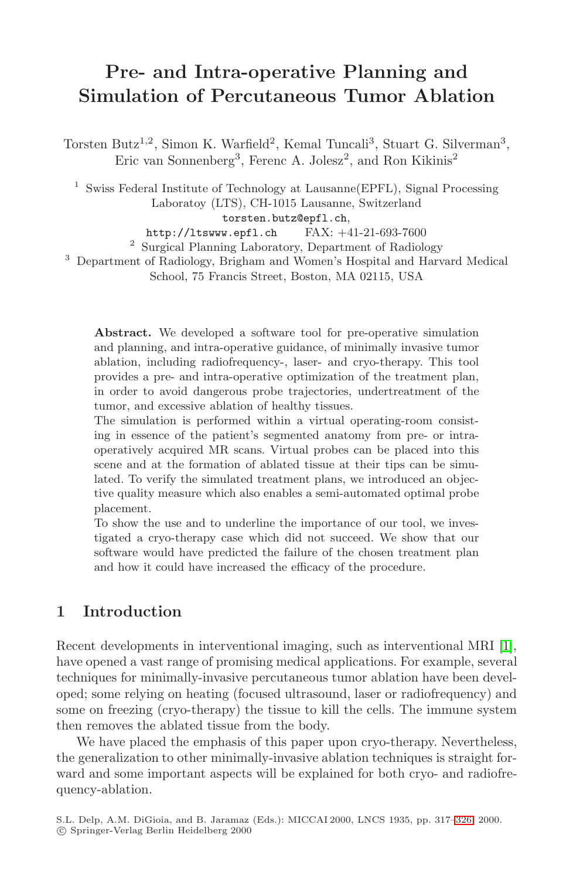# Pre- and Intra-operative Planning and Simulation of Percutaneous Tumor Ablation

Torsten Butz[1,2], Simon K. Warfield[2], Kemal Tuncali[3], Stuart G. Silverman[3], Eric van Sonnenberg[3], Ferenc A. Jolesz[2], and Ron Kikinis[2]

[1] Swiss Federal Institute of Technology at Lausanne(EPFL), Signal Processing Laboratoy (LTS), CH-1015 Lausanne, Switzerland
torsten.butz@epfl.ch,
http://ltswww.epfl.ch FAX: +41-21-693-7600

[2] Surgical Planning Laboratory, Department of Radiology

[3] Department of Radiology, Brigham and Women's Hospital and Harvard Medical School, 75 Francis Street, Boston, MA 02115, USA

**Abstract.** We developed a software tool for pre-operative simulation and planning, and intra-operative guidance, of minimally invasive tumor ablation, including radiofrequency-, laser- and cryo-therapy. This tool provides a pre- and intra-operative optimization of the treatment plan, in order to avoid dangerous probe trajectories, undertreatment of the tumor, and excessive ablation of healthy tissues.

The simulation is performed within a virtual operating-room consisting in essence of the patient's segmented anatomy from pre- or intra-operatively acquired MR scans. Virtual probes can be placed into this scene and at the formation of ablated tissue at their tips can be simulated. To verify the simulated treatment plans, we introduced an objective quality measure which also enables a semi-automated optimal probe placement.

To show the use and to underline the importance of our tool, we investigated a cryo-therapy case which did not succeed. We show that our software would have predicted the failure of the chosen treatment plan and how it could have increased the efficacy of the procedure.

## 1 Introduction

Recent developments in interventional imaging, such as interventional MRI [1], have opened a vast range of promising medical applications. For example, several techniques for minimally-invasive percutaneous tumor ablation have been developed; some relying on heating (focused ultrasound, laser or radiofrequency) and some on freezing (cryo-therapy) the tissue to kill the cells. The immune system then removes the ablated tissue from the body.

We have placed the emphasis of this paper upon cryo-therapy. Nevertheless, the generalization to other minimally-invasive ablation techniques is straight forward and some important aspects will be explained for both cryo- and radiofrequency-ablation.

S.L. Delp, A.M. DiGioia, and B. Jaramaz (Eds.): MICCAI 2000, LNCS 1935, pp. 317–326, 2000.
© Springer-Verlag Berlin Heidelberg 2000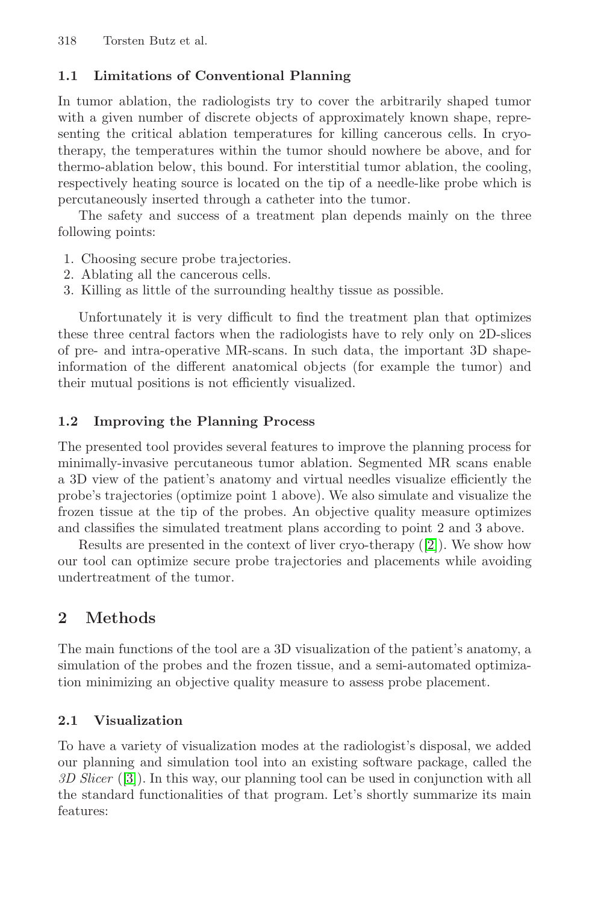### 1.1 Limitations of Conventional Planning

In tumor ablation, the radiologists try to cover the arbitrarily shaped tumor with a given number of discrete objects of approximately known shape, representing the critical ablation temperatures for killing cancerous cells. In cryotherapy, the temperatures within the tumor should nowhere be above, and for thermo-ablation below, this bound. For interstitial tumor ablation, the cooling, respectively heating source is located on the tip of a needle-like probe which is percutaneously inserted through a catheter into the tumor.

The safety and success of a treatment plan depends mainly on the three following points:

1. Choosing secure probe trajectories.
2. Ablating all the cancerous cells.
3. Killing as little of the surrounding healthy tissue as possible.

Unfortunately it is very difficult to find the treatment plan that optimizes these three central factors when the radiologists have to rely only on 2D-slices of pre- and intra-operative MR-scans. In such data, the important 3D shape-information of the different anatomical objects (for example the tumor) and their mutual positions is not efficiently visualized.

### 1.2 Improving the Planning Process

The presented tool provides several features to improve the planning process for minimally-invasive percutaneous tumor ablation. Segmented MR scans enable a 3D view of the patient's anatomy and virtual needles visualize efficiently the probe's trajectories (optimize point 1 above). We also simulate and visualize the frozen tissue at the tip of the probes. An objective quality measure optimizes and classifies the simulated treatment plans according to point 2 and 3 above.

Results are presented in the context of liver cryo-therapy ([2]). We show how our tool can optimize secure probe trajectories and placements while avoiding undertreatment of the tumor.

## 2 Methods

The main functions of the tool are a 3D visualization of the patient's anatomy, a simulation of the probes and the frozen tissue, and a semi-automated optimization minimizing an objective quality measure to assess probe placement.

### 2.1 Visualization

To have a variety of visualization modes at the radiologist's disposal, we added our planning and simulation tool into an existing software package, called the *3D Slicer* ([3]). In this way, our planning tool can be used in conjunction with all the standard functionalities of that program. Let's shortly summarize its main features: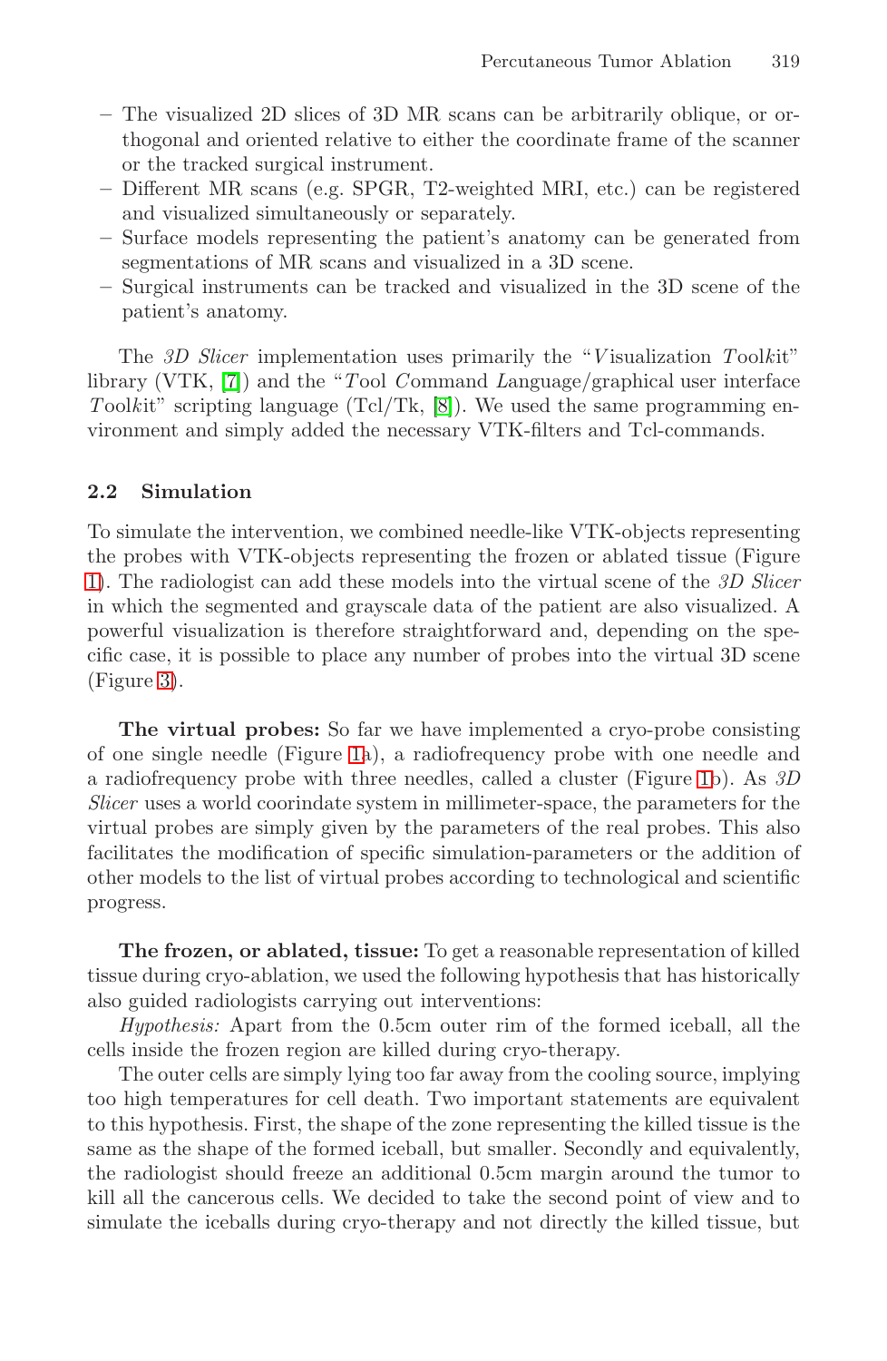– The visualized 2D slices of 3D MR scans can be arbitrarily oblique, or orthogonal and oriented relative to either the coordinate frame of the scanner or the tracked surgical instrument.
– Different MR scans (e.g. SPGR, T2-weighted MRI, etc.) can be registered and visualized simultaneously or separately.
– Surface models representing the patient's anatomy can be generated from segmentations of MR scans and visualized in a 3D scene.
– Surgical instruments can be tracked and visualized in the 3D scene of the patient's anatomy.

The *3D Slicer* implementation uses primarily the "*V*isualization *T*ool*k*it" library (VTK, [7]) and the "*T*ool *C*ommand *L*anguage/graphical user interface *T*ool*k*it" scripting language (Tcl/Tk, [8]). We used the same programming environment and simply added the necessary VTK-filters and Tcl-commands.

### 2.2 Simulation

To simulate the intervention, we combined needle-like VTK-objects representing the probes with VTK-objects representing the frozen or ablated tissue (Figure 1). The radiologist can add these models into the virtual scene of the *3D Slicer* in which the segmented and grayscale data of the patient are also visualized. A powerful visualization is therefore straightforward and, depending on the specific case, it is possible to place any number of probes into the virtual 3D scene (Figure 3).

**The virtual probes:** So far we have implemented a cryo-probe consisting of one single needle (Figure 1a), a radiofrequency probe with one needle and a radiofrequency probe with three needles, called a cluster (Figure 1b). As *3D Slicer* uses a world coorindate system in millimeter-space, the parameters for the virtual probes are simply given by the parameters of the real probes. This also facilitates the modification of specific simulation-parameters or the addition of other models to the list of virtual probes according to technological and scientific progress.

**The frozen, or ablated, tissue:** To get a reasonable representation of killed tissue during cryo-ablation, we used the following hypothesis that has historically also guided radiologists carrying out interventions:

*Hypothesis:* Apart from the 0.5cm outer rim of the formed iceball, all the cells inside the frozen region are killed during cryo-therapy.

The outer cells are simply lying too far away from the cooling source, implying too high temperatures for cell death. Two important statements are equivalent to this hypothesis. First, the shape of the zone representing the killed tissue is the same as the shape of the formed iceball, but smaller. Secondly and equivalently, the radiologist should freeze an additional 0.5cm margin around the tumor to kill all the cancerous cells. We decided to take the second point of view and to simulate the iceballs during cryo-therapy and not directly the killed tissue, but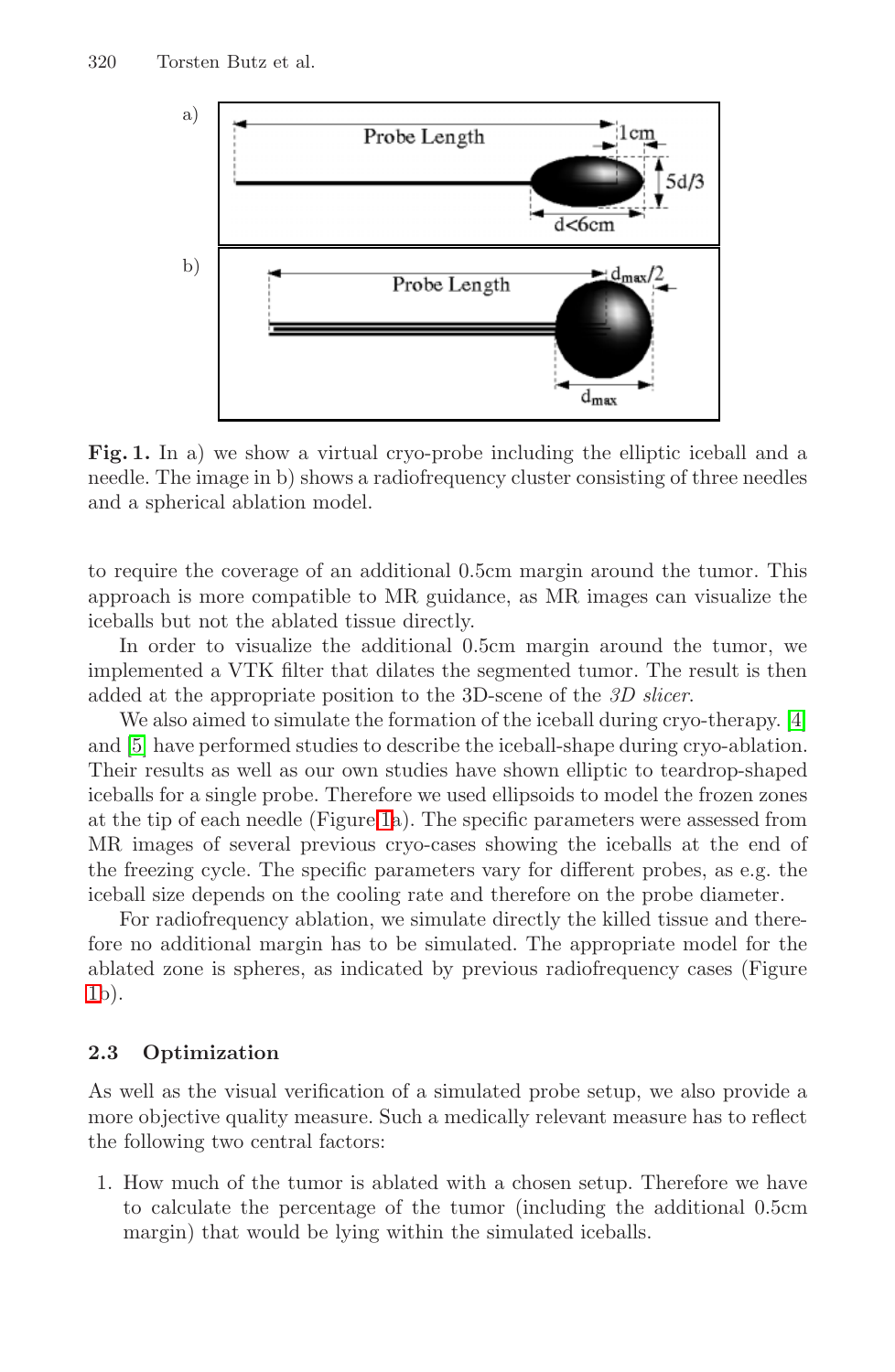**Fig. 1.** In a) we show a virtual cryo-probe including the elliptic iceball and a needle. The image in b) shows a radiofrequency cluster consisting of three needles and a spherical ablation model.

to require the coverage of an additional 0.5cm margin around the tumor. This approach is more compatible to MR guidance, as MR images can visualize the iceballs but not the ablated tissue directly.

In order to visualize the additional 0.5cm margin around the tumor, we implemented a VTK filter that dilates the segmented tumor. The result is then added at the appropriate position to the 3D-scene of the *3D slicer*.

We also aimed to simulate the formation of the iceball during cryo-therapy. [4] and [5] have performed studies to describe the iceball-shape during cryo-ablation. Their results as well as our own studies have shown elliptic to teardrop-shaped iceballs for a single probe. Therefore we used ellipsoids to model the frozen zones at the tip of each needle (Figure 1a). The specific parameters were assessed from MR images of several previous cryo-cases showing the iceballs at the end of the freezing cycle. The specific parameters vary for different probes, as e.g. the iceball size depends on the cooling rate and therefore on the probe diameter.

For radiofrequency ablation, we simulate directly the killed tissue and therefore no additional margin has to be simulated. The appropriate model for the ablated zone is spheres, as indicated by previous radiofrequency cases (Figure 1b).

### 2.3 Optimization

As well as the visual verification of a simulated probe setup, we also provide a more objective quality measure. Such a medically relevant measure has to reflect the following two central factors:

1. How much of the tumor is ablated with a chosen setup. Therefore we have to calculate the percentage of the tumor (including the additional 0.5cm margin) that would be lying within the simulated iceballs.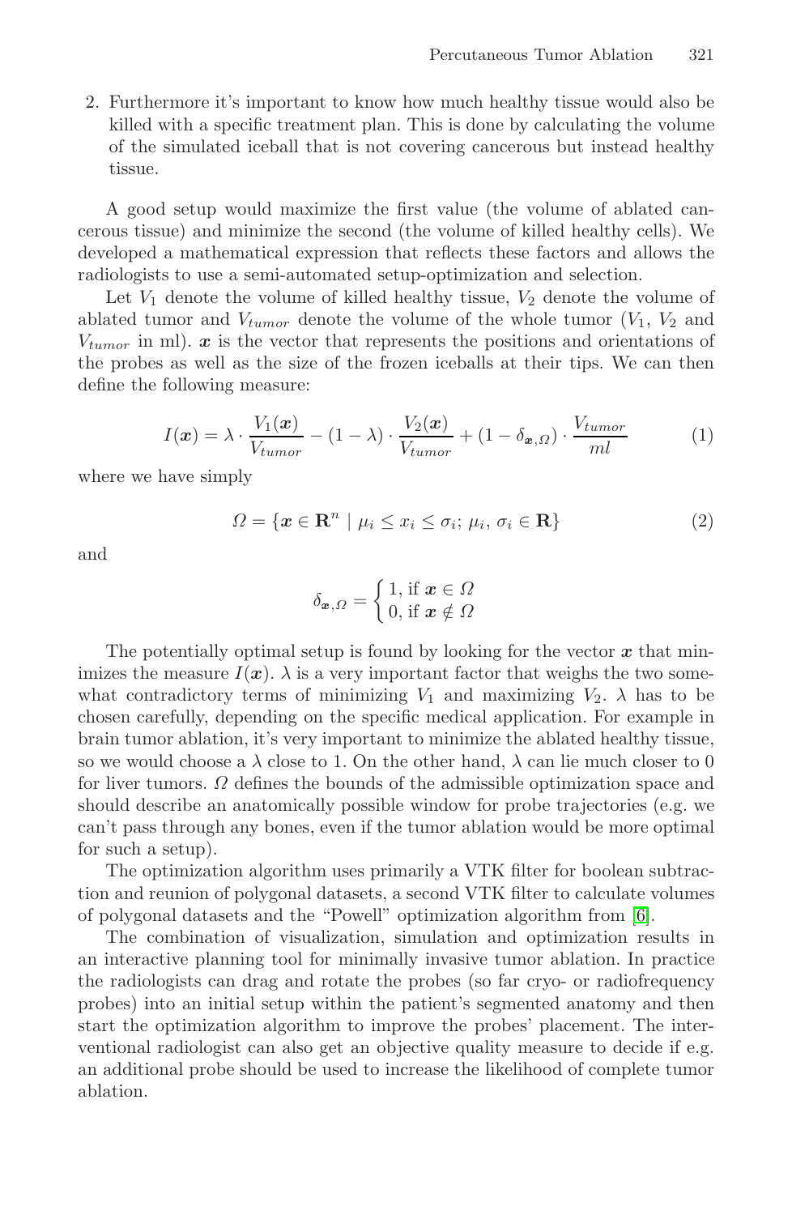2. Furthermore it's important to know how much healthy tissue would also be killed with a specific treatment plan. This is done by calculating the volume of the simulated iceball that is not covering cancerous but instead healthy tissue.

A good setup would maximize the first value (the volume of ablated cancerous tissue) and minimize the second (the volume of killed healthy cells). We developed a mathematical expression that reflects these factors and allows the radiologists to use a semi-automated setup-optimization and selection.

Let $V_1$ denote the volume of killed healthy tissue, $V_2$ denote the volume of ablated tumor and $V_{tumor}$ denote the volume of the whole tumor ($V_1$, $V_2$ and $V_{tumor}$ in ml). $\boldsymbol{x}$ is the vector that represents the positions and orientations of the probes as well as the size of the frozen iceballs at their tips. We can then define the following measure:

$$I(\boldsymbol{x}) = \lambda \cdot \frac{V_1(\boldsymbol{x})}{V_{tumor}} - (1 - \lambda) \cdot \frac{V_2(\boldsymbol{x})}{V_{tumor}} + (1 - \delta_{\boldsymbol{x},\Omega}) \cdot \frac{V_{tumor}}{ml} \tag{1}$$

where we have simply

$$\Omega = \{\boldsymbol{x} \in \mathbf{R}^n \mid \mu_i \leq x_i \leq \sigma_i;\, \mu_i,\, \sigma_i \in \mathbf{R}\} \tag{2}$$

and

$$\delta_{\boldsymbol{x},\Omega} = \begin{cases} 1, \text{if } \boldsymbol{x} \in \Omega \\ 0, \text{if } \boldsymbol{x} \notin \Omega \end{cases}$$

The potentially optimal setup is found by looking for the vector $\boldsymbol{x}$ that minimizes the measure $I(\boldsymbol{x})$. $\lambda$ is a very important factor that weighs the two somewhat contradictory terms of minimizing $V_1$ and maximizing $V_2$. $\lambda$ has to be chosen carefully, depending on the specific medical application. For example in brain tumor ablation, it's very important to minimize the ablated healthy tissue, so we would choose a $\lambda$ close to 1. On the other hand, $\lambda$ can lie much closer to 0 for liver tumors. $\Omega$ defines the bounds of the admissible optimization space and should describe an anatomically possible window for probe trajectories (e.g. we can't pass through any bones, even if the tumor ablation would be more optimal for such a setup).

The optimization algorithm uses primarily a VTK filter for boolean subtraction and reunion of polygonal datasets, a second VTK filter to calculate volumes of polygonal datasets and the "Powell" optimization algorithm from [6].

The combination of visualization, simulation and optimization results in an interactive planning tool for minimally invasive tumor ablation. In practice the radiologists can drag and rotate the probes (so far cryo- or radiofrequency probes) into an initial setup within the patient's segmented anatomy and then start the optimization algorithm to improve the probes' placement. The interventional radiologist can also get an objective quality measure to decide if e.g. an additional probe should be used to increase the likelihood of complete tumor ablation.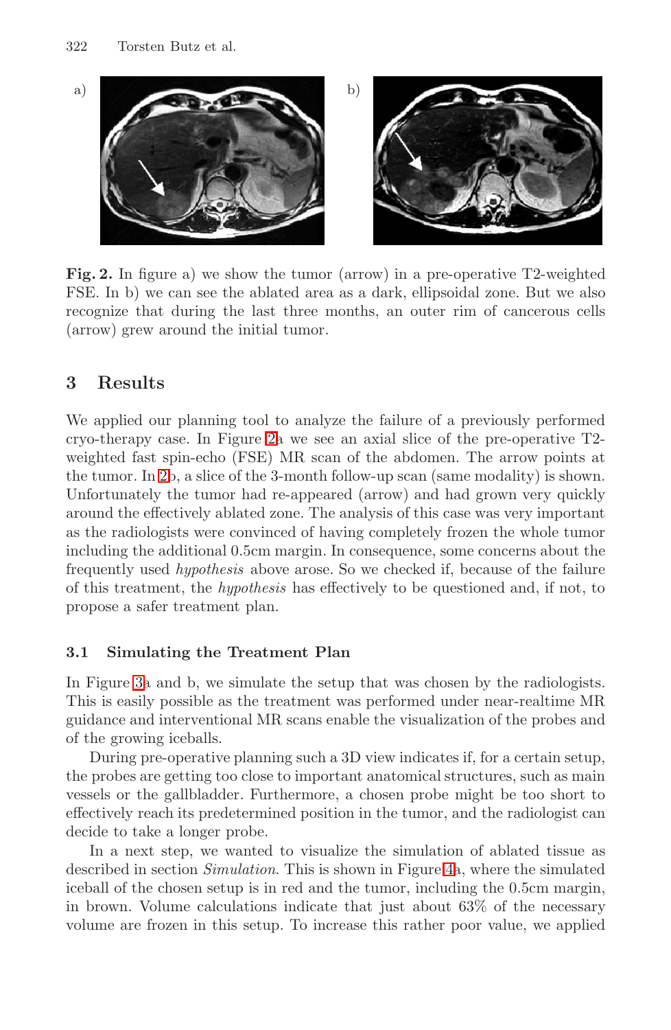**Fig. 2.** In figure a) we show the tumor (arrow) in a pre-operative T2-weighted FSE. In b) we can see the ablated area as a dark, ellipsoidal zone. But we also recognize that during the last three months, an outer rim of cancerous cells (arrow) grew around the initial tumor.

## 3 Results

We applied our planning tool to analyze the failure of a previously performed cryo-therapy case. In Figure 2a we see an axial slice of the pre-operative T2-weighted fast spin-echo (FSE) MR scan of the abdomen. The arrow points at the tumor. In 2b, a slice of the 3-month follow-up scan (same modality) is shown. Unfortunately the tumor had re-appeared (arrow) and had grown very quickly around the effectively ablated zone. The analysis of this case was very important as the radiologists were convinced of having completely frozen the whole tumor including the additional 0.5cm margin. In consequence, some concerns about the frequently used *hypothesis* above arose. So we checked if, because of the failure of this treatment, the *hypothesis* has effectively to be questioned and, if not, to propose a safer treatment plan.

### 3.1 Simulating the Treatment Plan

In Figure 3a and b, we simulate the setup that was chosen by the radiologists. This is easily possible as the treatment was performed under near-realtime MR guidance and interventional MR scans enable the visualization of the probes and of the growing iceballs.

During pre-operative planning such a 3D view indicates if, for a certain setup, the probes are getting too close to important anatomical structures, such as main vessels or the gallbladder. Furthermore, a chosen probe might be too short to effectively reach its predetermined position in the tumor, and the radiologist can decide to take a longer probe.

In a next step, we wanted to visualize the simulation of ablated tissue as described in section *Simulation*. This is shown in Figure 4a, where the simulated iceball of the chosen setup is in red and the tumor, including the 0.5cm margin, in brown. Volume calculations indicate that just about 63% of the necessary volume are frozen in this setup. To increase this rather poor value, we applied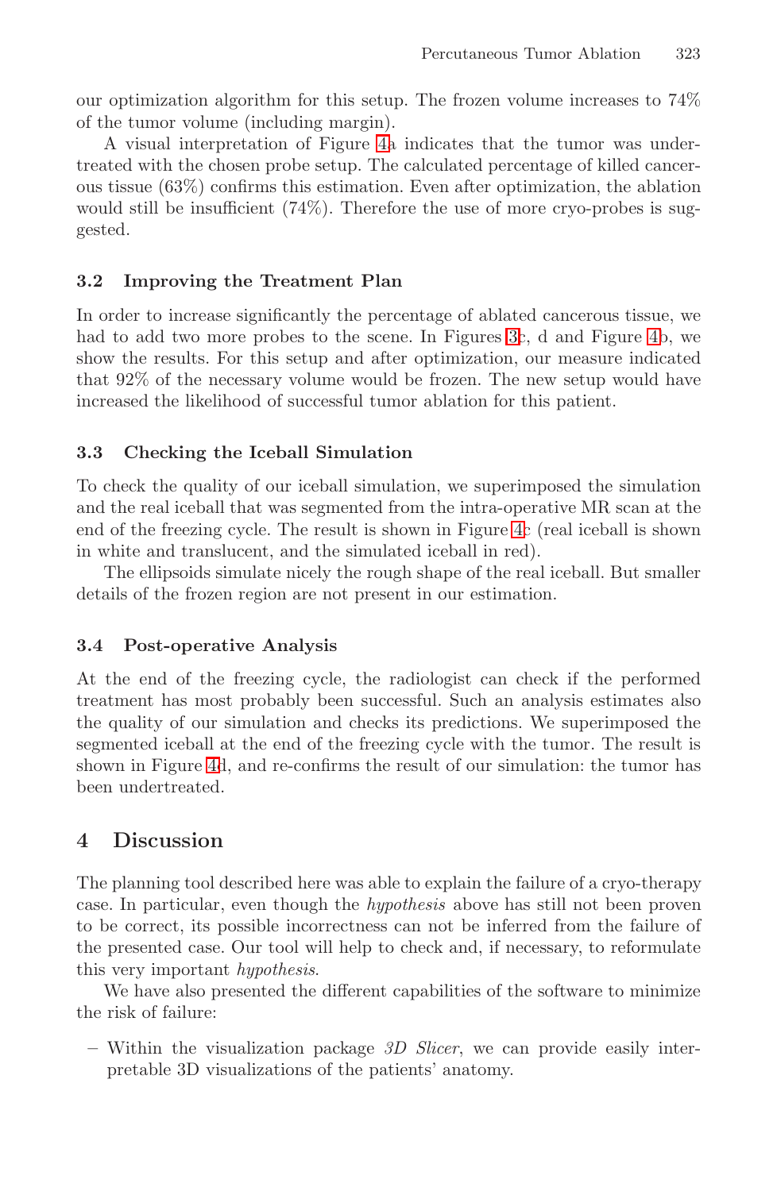our optimization algorithm for this setup. The frozen volume increases to 74% of the tumor volume (including margin).

A visual interpretation of Figure 4a indicates that the tumor was undertreated with the chosen probe setup. The calculated percentage of killed cancerous tissue (63%) confirms this estimation. Even after optimization, the ablation would still be insufficient (74%). Therefore the use of more cryo-probes is suggested.

### 3.2 Improving the Treatment Plan

In order to increase significantly the percentage of ablated cancerous tissue, we had to add two more probes to the scene. In Figures 3c, d and Figure 4b, we show the results. For this setup and after optimization, our measure indicated that 92% of the necessary volume would be frozen. The new setup would have increased the likelihood of successful tumor ablation for this patient.

### 3.3 Checking the Iceball Simulation

To check the quality of our iceball simulation, we superimposed the simulation and the real iceball that was segmented from the intra-operative MR scan at the end of the freezing cycle. The result is shown in Figure 4c (real iceball is shown in white and translucent, and the simulated iceball in red).

The ellipsoids simulate nicely the rough shape of the real iceball. But smaller details of the frozen region are not present in our estimation.

### 3.4 Post-operative Analysis

At the end of the freezing cycle, the radiologist can check if the performed treatment has most probably been successful. Such an analysis estimates also the quality of our simulation and checks its predictions. We superimposed the segmented iceball at the end of the freezing cycle with the tumor. The result is shown in Figure 4d, and re-confirms the result of our simulation: the tumor has been undertreated.

## 4 Discussion

The planning tool described here was able to explain the failure of a cryo-therapy case. In particular, even though the *hypothesis* above has still not been proven to be correct, its possible incorrectness can not be inferred from the failure of the presented case. Our tool will help to check and, if necessary, to reformulate this very important *hypothesis*.

We have also presented the different capabilities of the software to minimize the risk of failure:

- Within the visualization package *3D Slicer*, we can provide easily interpretable 3D visualizations of the patients' anatomy.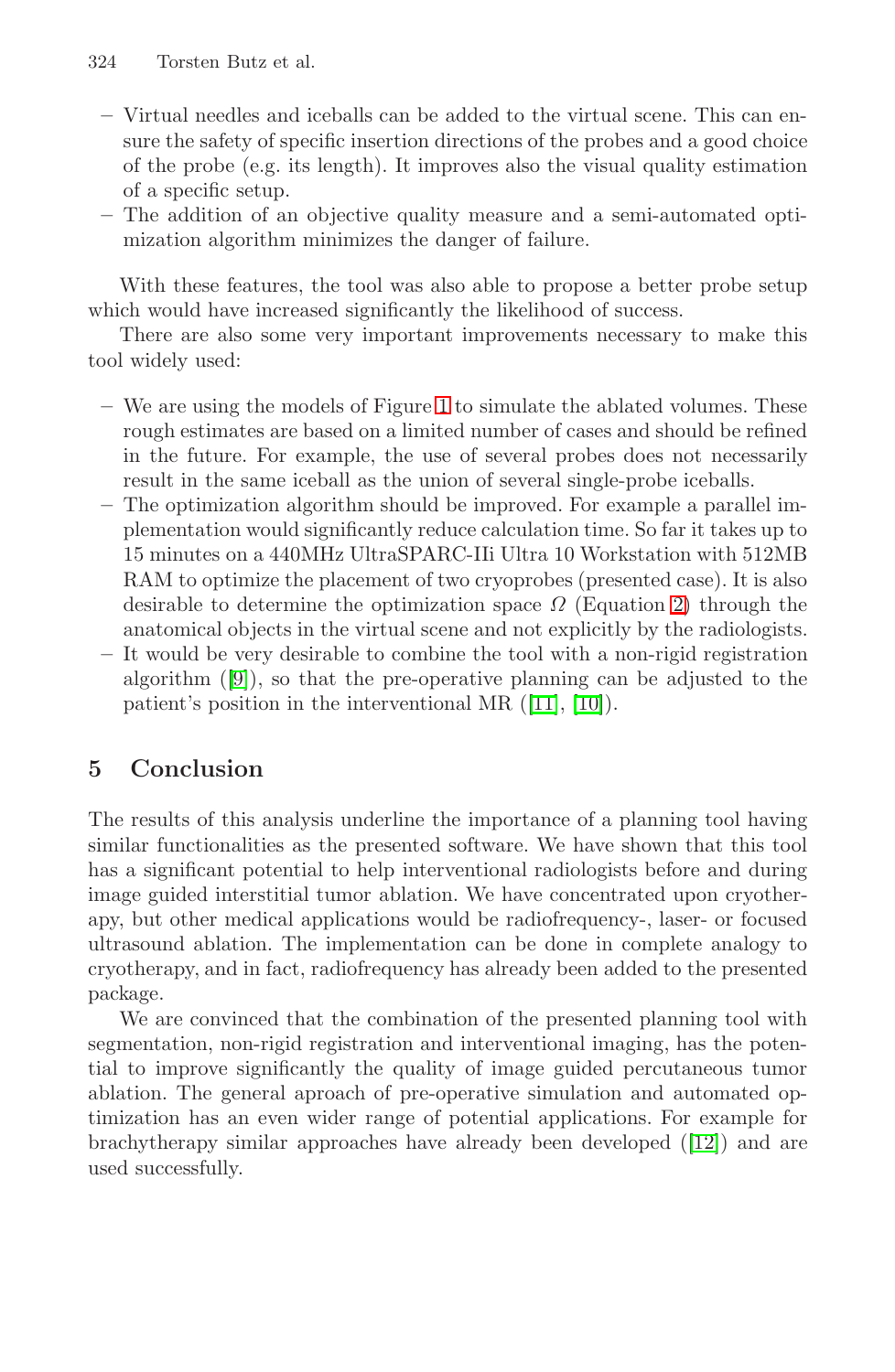- Virtual needles and iceballs can be added to the virtual scene. This can ensure the safety of specific insertion directions of the probes and a good choice of the probe (e.g. its length). It improves also the visual quality estimation of a specific setup.
- The addition of an objective quality measure and a semi-automated optimization algorithm minimizes the danger of failure.

With these features, the tool was also able to propose a better probe setup which would have increased significantly the likelihood of success.

There are also some very important improvements necessary to make this tool widely used:

- We are using the models of Figure 1 to simulate the ablated volumes. These rough estimates are based on a limited number of cases and should be refined in the future. For example, the use of several probes does not necessarily result in the same iceball as the union of several single-probe iceballs.
- The optimization algorithm should be improved. For example a parallel implementation would significantly reduce calculation time. So far it takes up to 15 minutes on a 440MHz UltraSPARC-IIi Ultra 10 Workstation with 512MB RAM to optimize the placement of two cryoprobes (presented case). It is also desirable to determine the optimization space $\Omega$ (Equation 2) through the anatomical objects in the virtual scene and not explicitly by the radiologists.
- It would be very desirable to combine the tool with a non-rigid registration algorithm ([9]), so that the pre-operative planning can be adjusted to the patient's position in the interventional MR ([11], [10]).

## 5 Conclusion

The results of this analysis underline the importance of a planning tool having similar functionalities as the presented software. We have shown that this tool has a significant potential to help interventional radiologists before and during image guided interstitial tumor ablation. We have concentrated upon cryotherapy, but other medical applications would be radiofrequency-, laser- or focused ultrasound ablation. The implementation can be done in complete analogy to cryotherapy, and in fact, radiofrequency has already been added to the presented package.

We are convinced that the combination of the presented planning tool with segmentation, non-rigid registration and interventional imaging, has the potential to improve significantly the quality of image guided percutaneous tumor ablation. The general aproach of pre-operative simulation and automated optimization has an even wider range of potential applications. For example for brachytherapy similar approaches have already been developed ([12]) and are used successfully.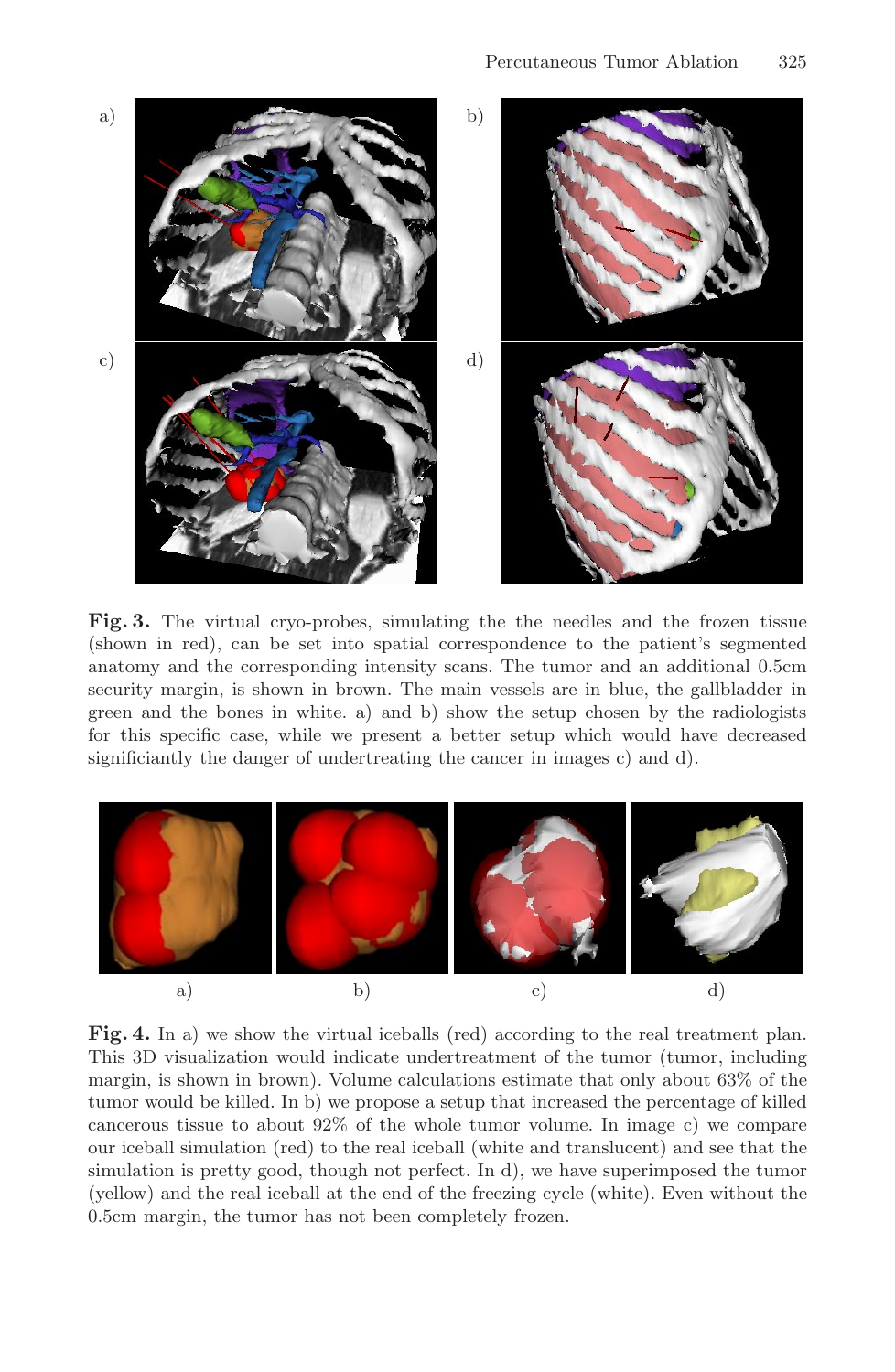**Fig. 3.** The virtual cryo-probes, simulating the the needles and the frozen tissue (shown in red), can be set into spatial correspondence to the patient's segmented anatomy and the corresponding intensity scans. The tumor and an additional 0.5cm security margin, is shown in brown. The main vessels are in blue, the gallbladder in green and the bones in white. a) and b) show the setup chosen by the radiologists for this specific case, while we present a better setup which would have decreased significiantly the danger of undertreating the cancer in images c) and d).

**Fig. 4.** In a) we show the virtual iceballs (red) according to the real treatment plan. This 3D visualization would indicate undertreatment of the tumor (tumor, including margin, is shown in brown). Volume calculations estimate that only about 63% of the tumor would be killed. In b) we propose a setup that increased the percentage of killed cancerous tissue to about 92% of the whole tumor volume. In image c) we compare our iceball simulation (red) to the real iceball (white and translucent) and see that the simulation is pretty good, though not perfect. In d), we have superimposed the tumor (yellow) and the real iceball at the end of the freezing cycle (white). Even without the 0.5cm margin, the tumor has not been completely frozen.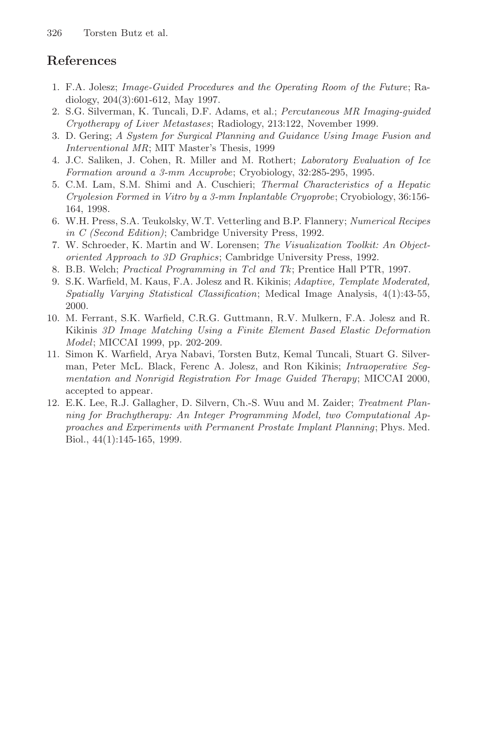## References

1. F.A. Jolesz; *Image-Guided Procedures and the Operating Room of the Future*; Radiology, 204(3):601-612, May 1997.
2. S.G. Silverman, K. Tuncali, D.F. Adams, et al.; *Percutaneous MR Imaging-guided Cryotherapy of Liver Metastases*; Radiology, 213:122, November 1999.
3. D. Gering; *A System for Surgical Planning and Guidance Using Image Fusion and Interventional MR*; MIT Master's Thesis, 1999
4. J.C. Saliken, J. Cohen, R. Miller and M. Rothert; *Laboratory Evaluation of Ice Formation around a 3-mm Accuprobe*; Cryobiology, 32:285-295, 1995.
5. C.M. Lam, S.M. Shimi and A. Cuschieri; *Thermal Characteristics of a Hepatic Cryolesion Formed in Vitro by a 3-mm Inplantable Cryoprobe*; Cryobiology, 36:156-164, 1998.
6. W.H. Press, S.A. Teukolsky, W.T. Vetterling and B.P. Flannery; *Numerical Recipes in C (Second Edition)*; Cambridge University Press, 1992.
7. W. Schroeder, K. Martin and W. Lorensen; *The Visualization Toolkit: An Object-oriented Approach to 3D Graphics*; Cambridge University Press, 1992.
8. B.B. Welch; *Practical Programming in Tcl and Tk*; Prentice Hall PTR, 1997.
9. S.K. Warfield, M. Kaus, F.A. Jolesz and R. Kikinis; *Adaptive, Template Moderated, Spatially Varying Statistical Classification*; Medical Image Analysis, 4(1):43-55, 2000.
10. M. Ferrant, S.K. Warfield, C.R.G. Guttmann, R.V. Mulkern, F.A. Jolesz and R. Kikinis *3D Image Matching Using a Finite Element Based Elastic Deformation Model*; MICCAI 1999, pp. 202-209.
11. Simon K. Warfield, Arya Nabavi, Torsten Butz, Kemal Tuncali, Stuart G. Silverman, Peter McL. Black, Ferenc A. Jolesz, and Ron Kikinis; *Intraoperative Segmentation and Nonrigid Registration For Image Guided Therapy*; MICCAI 2000, accepted to appear.
12. E.K. Lee, R.J. Gallagher, D. Silvern, Ch.-S. Wuu and M. Zaider; *Treatment Planning for Brachytherapy: An Integer Programming Model, two Computational Approaches and Experiments with Permanent Prostate Implant Planning*; Phys. Med. Biol., 44(1):145-165, 1999.